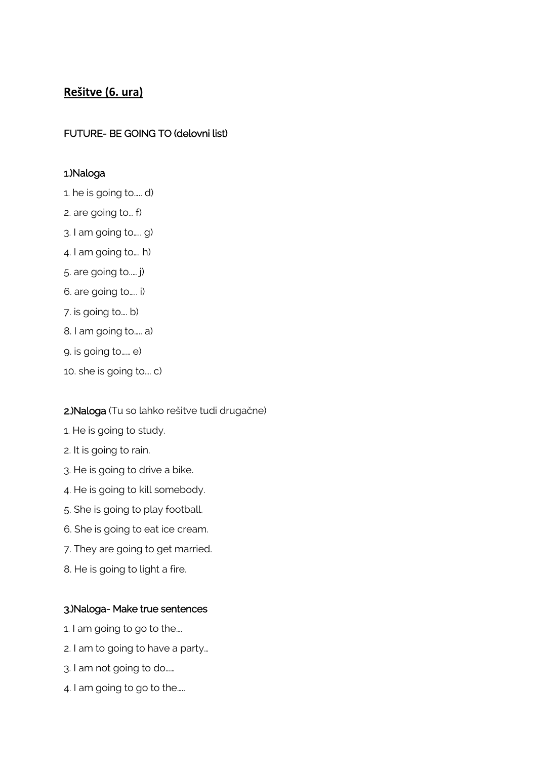## **Rešitve (6. ura)**

FUTURE- BE GOING TO (delovni list)

1.)Naloga

1. he is going to..... d)
2. are going to... f)
3. I am going to..... g)
4. I am going to.... h)
5. are going to..... j)
6. are going to..... i)
7. is going to.... b)
8. I am going to..... a)
9. is going to...... e)
10. she is going to.... c)

**2.)Naloga** (Tu so lahko rešitve tudi drugačne)

1. He is going to study.
2. It is going to rain.
3. He is going to drive a bike.
4. He is going to kill somebody.
5. She is going to play football.
6. She is going to eat ice cream.
7. They are going to get married.
8. He is going to light a fire.

3.)Naloga- Make true sentences

1. I am going to go to the....
2. I am to going to have a party...
3. I am not going to do......
4. I am going to go to the.....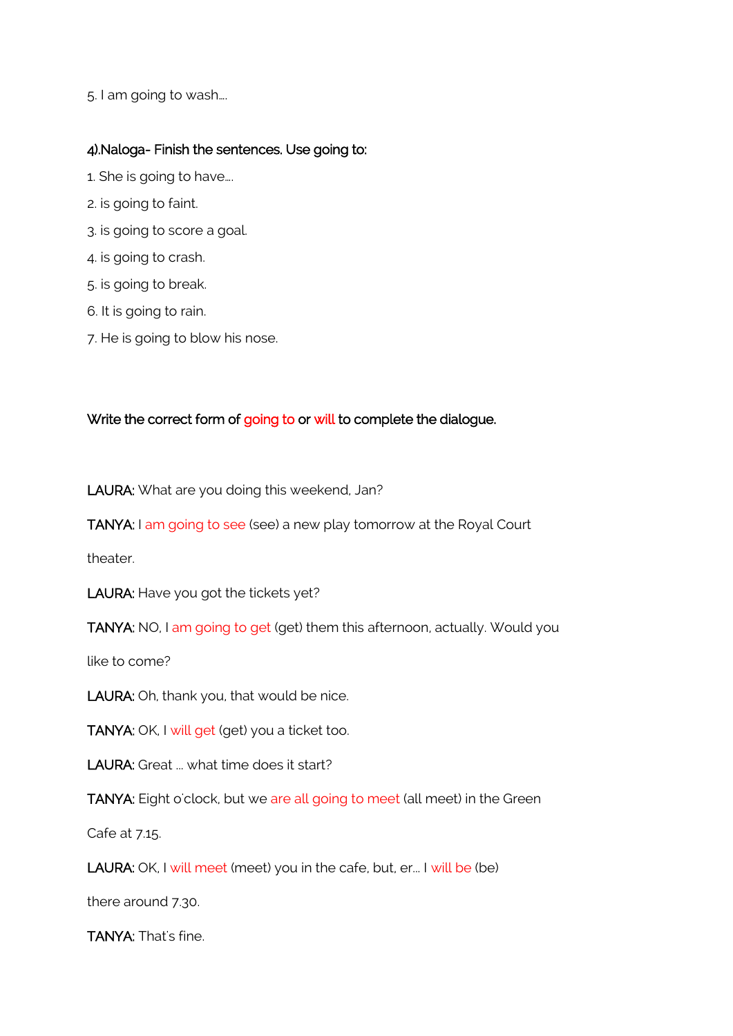5. I am going to wash….

**4).Naloga- Finish the sentences. Use going to:**

1. She is going to have….
2. is going to faint.
3. is going to score a goal.
4. is going to crash.
5. is going to break.
6. It is going to rain.
7. He is going to blow his nose.

**Write the correct form of going to or will to complete the dialogue.**

**LAURA:** What are you doing this weekend, Jan?

**TANYA:** I am going to see (see) a new play tomorrow at the Royal Court theater.

**LAURA:** Have you got the tickets yet?

**TANYA:** NO, I am going to get (get) them this afternoon, actually. Would you like to come?

**LAURA:** Oh, thank you, that would be nice.

**TANYA:** OK, I will get (get) you a ticket too.

**LAURA:** Great … what time does it start?

**TANYA:** Eight o'clock, but we are all going to meet (all meet) in the Green Cafe at 7.15.

**LAURA:** OK, I will meet (meet) you in the cafe, but, er… I will be (be) there around 7.30.

**TANYA:** That's fine.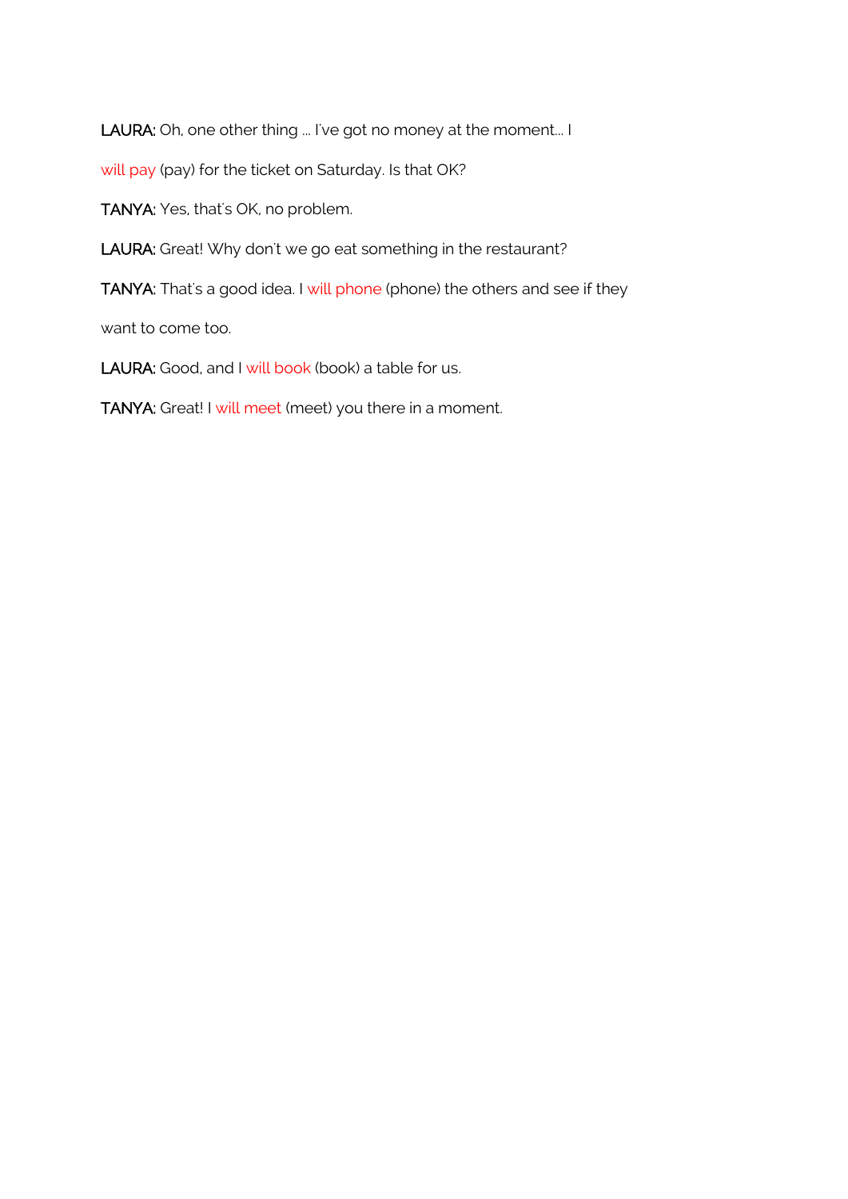**LAURA:** Oh, one other thing … I've got no money at the moment… I will pay (pay) for the ticket on Saturday. Is that OK?

**TANYA:** Yes, that's OK, no problem.

**LAURA:** Great! Why don't we go eat something in the restaurant?

**TANYA:** That's a good idea. I will phone (phone) the others and see if they want to come too.

**LAURA:** Good, and I will book (book) a table for us.

**TANYA:** Great! I will meet (meet) you there in a moment.